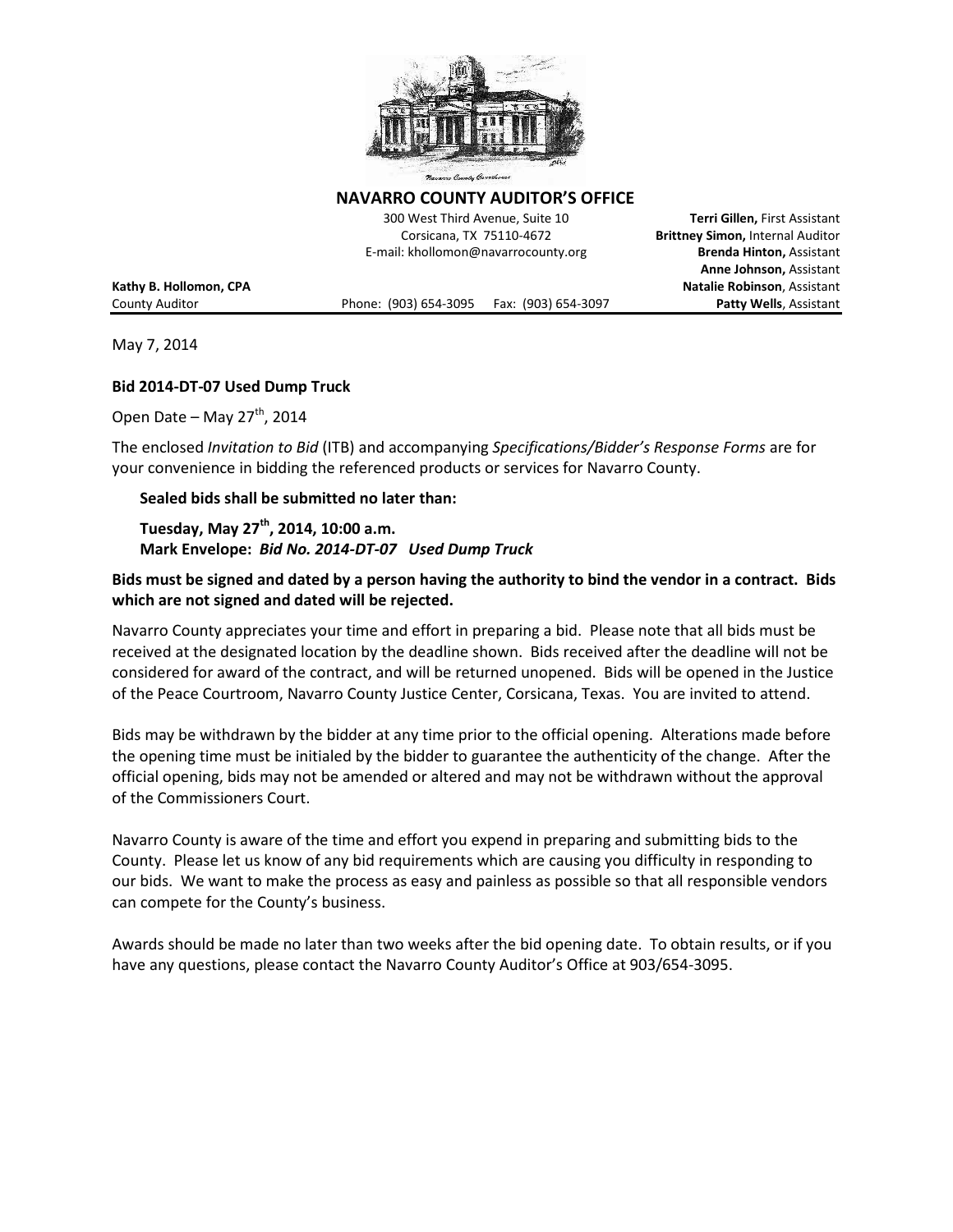## NAVARRO COUNTY AUDITOR'S OFFICE

300 West Third Avenue, Suite 10
Corsicana, TX 75110-4672
E-mail: khollomon@navarrocounty.org

**Terri Gillen,** First Assistant
**Brittney Simon,** Internal Auditor
**Brenda Hinton,** Assistant
**Anne Johnson,** Assistant
**Natalie Robinson**, Assistant
**Patty Wells**, Assistant

**Kathy B. Hollomon, CPA**
County Auditor

Phone: (903) 654-3095 Fax: (903) 654-3097

May 7, 2014

**Bid 2014-DT-07 Used Dump Truck**

Open Date – May 27th, 2014

The enclosed *Invitation to Bid* (ITB) and accompanying *Specifications/Bidder's Response Forms* are for your convenience in bidding the referenced products or services for Navarro County.

**Sealed bids shall be submitted no later than:**

**Tuesday, May 27th, 2014, 10:00 a.m.**
**Mark Envelope: *Bid No. 2014-DT-07 Used Dump Truck***

**Bids must be signed and dated by a person having the authority to bind the vendor in a contract. Bids which are not signed and dated will be rejected.**

Navarro County appreciates your time and effort in preparing a bid. Please note that all bids must be received at the designated location by the deadline shown. Bids received after the deadline will not be considered for award of the contract, and will be returned unopened. Bids will be opened in the Justice of the Peace Courtroom, Navarro County Justice Center, Corsicana, Texas. You are invited to attend.

Bids may be withdrawn by the bidder at any time prior to the official opening. Alterations made before the opening time must be initialed by the bidder to guarantee the authenticity of the change. After the official opening, bids may not be amended or altered and may not be withdrawn without the approval of the Commissioners Court.

Navarro County is aware of the time and effort you expend in preparing and submitting bids to the County. Please let us know of any bid requirements which are causing you difficulty in responding to our bids. We want to make the process as easy and painless as possible so that all responsible vendors can compete for the County's business.

Awards should be made no later than two weeks after the bid opening date. To obtain results, or if you have any questions, please contact the Navarro County Auditor's Office at 903/654-3095.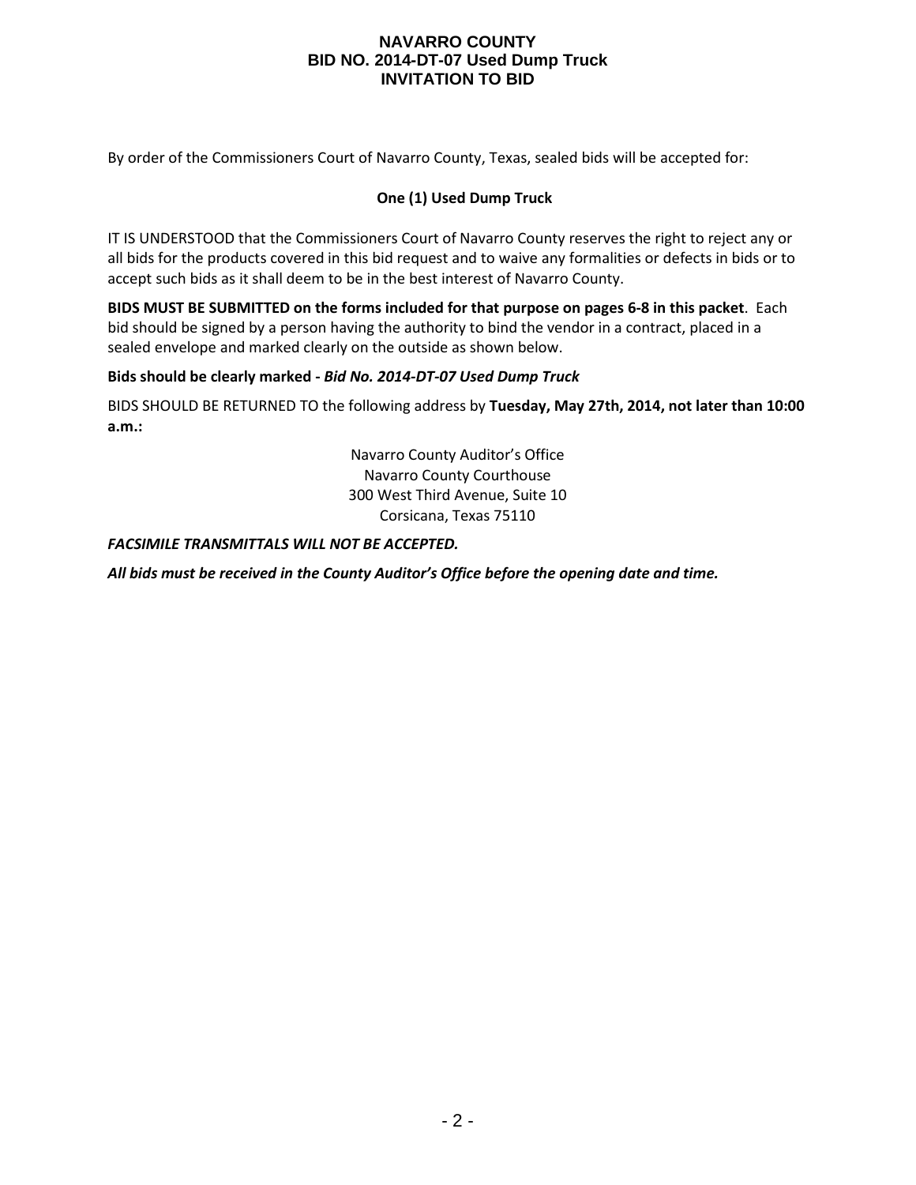# NAVARRO COUNTY
## BID NO. 2014-DT-07 Used Dump Truck
## INVITATION TO BID

By order of the Commissioners Court of Navarro County, Texas, sealed bids will be accepted for:

**One (1) Used Dump Truck**

IT IS UNDERSTOOD that the Commissioners Court of Navarro County reserves the right to reject any or all bids for the products covered in this bid request and to waive any formalities or defects in bids or to accept such bids as it shall deem to be in the best interest of Navarro County.

**BIDS MUST BE SUBMITTED on the forms included for that purpose on pages 6-8 in this packet**. Each bid should be signed by a person having the authority to bind the vendor in a contract, placed in a sealed envelope and marked clearly on the outside as shown below.

**Bids should be clearly marked -** ***Bid No. 2014-DT-07 Used Dump Truck***

BIDS SHOULD BE RETURNED TO the following address by **Tuesday, May 27th, 2014, not later than 10:00 a.m.:**

Navarro County Auditor's Office
Navarro County Courthouse
300 West Third Avenue, Suite 10
Corsicana, Texas 75110

***FACSIMILE TRANSMITTALS WILL NOT BE ACCEPTED.***

***All bids must be received in the County Auditor's Office before the opening date and time.***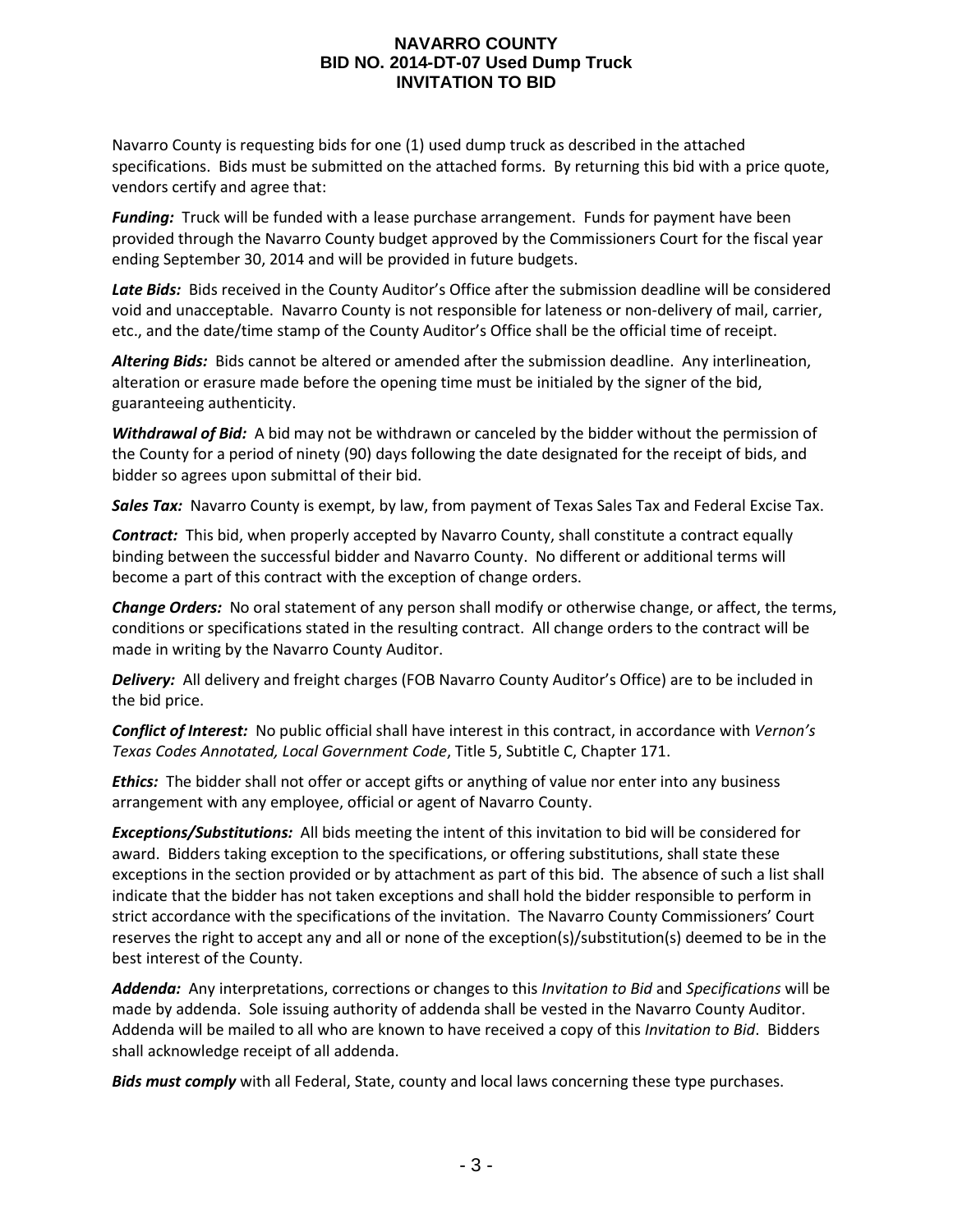# NAVARRO COUNTY
## BID NO. 2014-DT-07 Used Dump Truck
## INVITATION TO BID

Navarro County is requesting bids for one (1) used dump truck as described in the attached specifications. Bids must be submitted on the attached forms. By returning this bid with a price quote, vendors certify and agree that:

***Funding:*** Truck will be funded with a lease purchase arrangement. Funds for payment have been provided through the Navarro County budget approved by the Commissioners Court for the fiscal year ending September 30, 2014 and will be provided in future budgets.

***Late Bids:*** Bids received in the County Auditor's Office after the submission deadline will be considered void and unacceptable. Navarro County is not responsible for lateness or non-delivery of mail, carrier, etc., and the date/time stamp of the County Auditor's Office shall be the official time of receipt.

***Altering Bids:*** Bids cannot be altered or amended after the submission deadline. Any interlineation, alteration or erasure made before the opening time must be initialed by the signer of the bid, guaranteeing authenticity.

***Withdrawal of Bid:*** A bid may not be withdrawn or canceled by the bidder without the permission of the County for a period of ninety (90) days following the date designated for the receipt of bids, and bidder so agrees upon submittal of their bid.

***Sales Tax:*** Navarro County is exempt, by law, from payment of Texas Sales Tax and Federal Excise Tax.

***Contract:*** This bid, when properly accepted by Navarro County, shall constitute a contract equally binding between the successful bidder and Navarro County. No different or additional terms will become a part of this contract with the exception of change orders.

***Change Orders:*** No oral statement of any person shall modify or otherwise change, or affect, the terms, conditions or specifications stated in the resulting contract. All change orders to the contract will be made in writing by the Navarro County Auditor.

***Delivery:*** All delivery and freight charges (FOB Navarro County Auditor's Office) are to be included in the bid price.

***Conflict of Interest:*** No public official shall have interest in this contract, in accordance with *Vernon's Texas Codes Annotated, Local Government Code*, Title 5, Subtitle C, Chapter 171.

***Ethics:*** The bidder shall not offer or accept gifts or anything of value nor enter into any business arrangement with any employee, official or agent of Navarro County.

***Exceptions/Substitutions:*** All bids meeting the intent of this invitation to bid will be considered for award. Bidders taking exception to the specifications, or offering substitutions, shall state these exceptions in the section provided or by attachment as part of this bid. The absence of such a list shall indicate that the bidder has not taken exceptions and shall hold the bidder responsible to perform in strict accordance with the specifications of the invitation. The Navarro County Commissioners' Court reserves the right to accept any and all or none of the exception(s)/substitution(s) deemed to be in the best interest of the County.

***Addenda:*** Any interpretations, corrections or changes to this *Invitation to Bid* and *Specifications* will be made by addenda. Sole issuing authority of addenda shall be vested in the Navarro County Auditor. Addenda will be mailed to all who are known to have received a copy of this *Invitation to Bid*. Bidders shall acknowledge receipt of all addenda.

***Bids must comply*** with all Federal, State, county and local laws concerning these type purchases.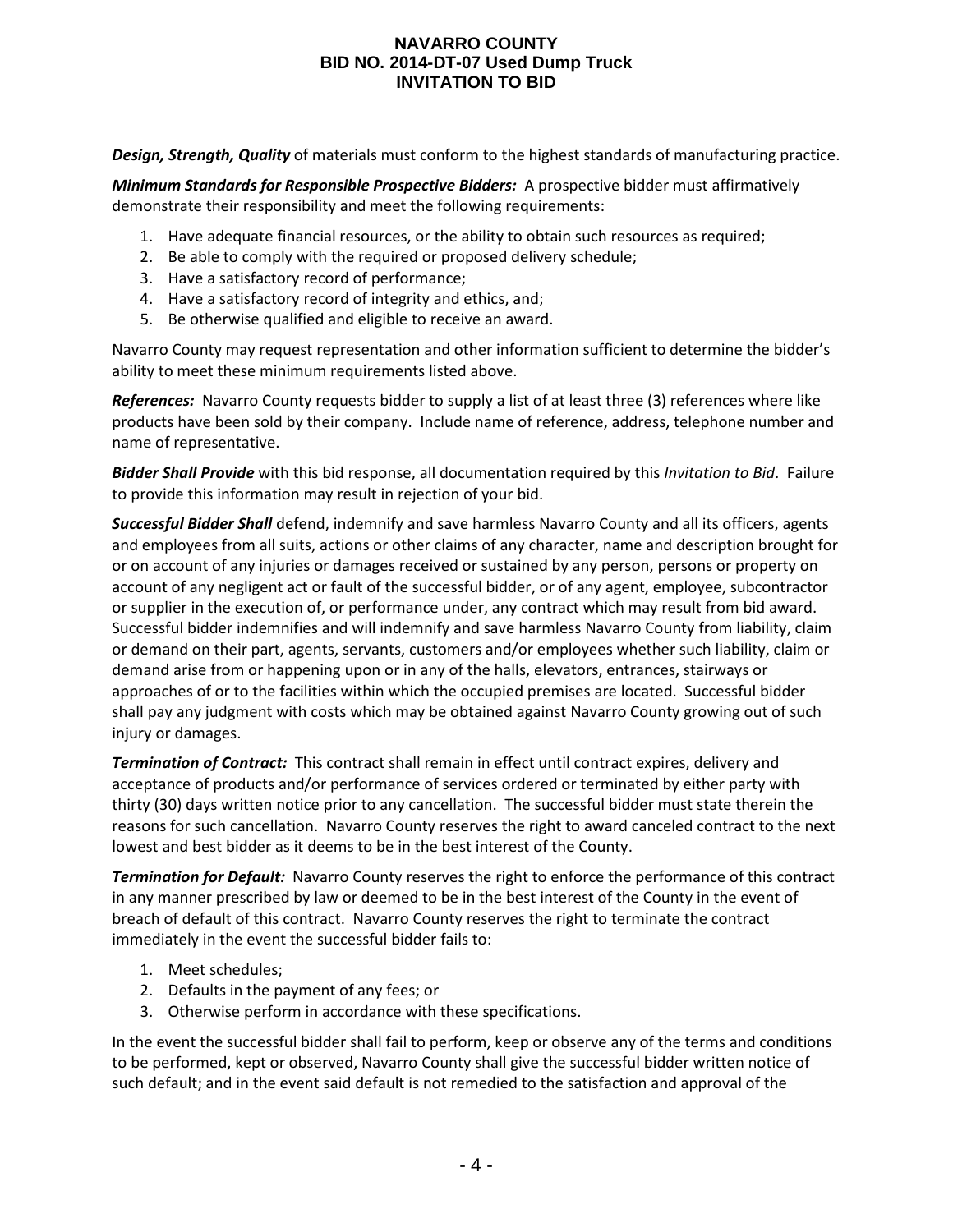***Design, Strength, Quality*** of materials must conform to the highest standards of manufacturing practice.

***Minimum Standards for Responsible Prospective Bidders:*** A prospective bidder must affirmatively demonstrate their responsibility and meet the following requirements:

1. Have adequate financial resources, or the ability to obtain such resources as required;
2. Be able to comply with the required or proposed delivery schedule;
3. Have a satisfactory record of performance;
4. Have a satisfactory record of integrity and ethics, and;
5. Be otherwise qualified and eligible to receive an award.

Navarro County may request representation and other information sufficient to determine the bidder's ability to meet these minimum requirements listed above.

***References:*** Navarro County requests bidder to supply a list of at least three (3) references where like products have been sold by their company. Include name of reference, address, telephone number and name of representative.

***Bidder Shall Provide*** with this bid response, all documentation required by this *Invitation to Bid*. Failure to provide this information may result in rejection of your bid.

***Successful Bidder Shall*** defend, indemnify and save harmless Navarro County and all its officers, agents and employees from all suits, actions or other claims of any character, name and description brought for or on account of any injuries or damages received or sustained by any person, persons or property on account of any negligent act or fault of the successful bidder, or of any agent, employee, subcontractor or supplier in the execution of, or performance under, any contract which may result from bid award. Successful bidder indemnifies and will indemnify and save harmless Navarro County from liability, claim or demand on their part, agents, servants, customers and/or employees whether such liability, claim or demand arise from or happening upon or in any of the halls, elevators, entrances, stairways or approaches of or to the facilities within which the occupied premises are located. Successful bidder shall pay any judgment with costs which may be obtained against Navarro County growing out of such injury or damages.

***Termination of Contract:*** This contract shall remain in effect until contract expires, delivery and acceptance of products and/or performance of services ordered or terminated by either party with thirty (30) days written notice prior to any cancellation. The successful bidder must state therein the reasons for such cancellation. Navarro County reserves the right to award canceled contract to the next lowest and best bidder as it deems to be in the best interest of the County.

***Termination for Default:*** Navarro County reserves the right to enforce the performance of this contract in any manner prescribed by law or deemed to be in the best interest of the County in the event of breach of default of this contract. Navarro County reserves the right to terminate the contract immediately in the event the successful bidder fails to:

1. Meet schedules;
2. Defaults in the payment of any fees; or
3. Otherwise perform in accordance with these specifications.

In the event the successful bidder shall fail to perform, keep or observe any of the terms and conditions to be performed, kept or observed, Navarro County shall give the successful bidder written notice of such default; and in the event said default is not remedied to the satisfaction and approval of the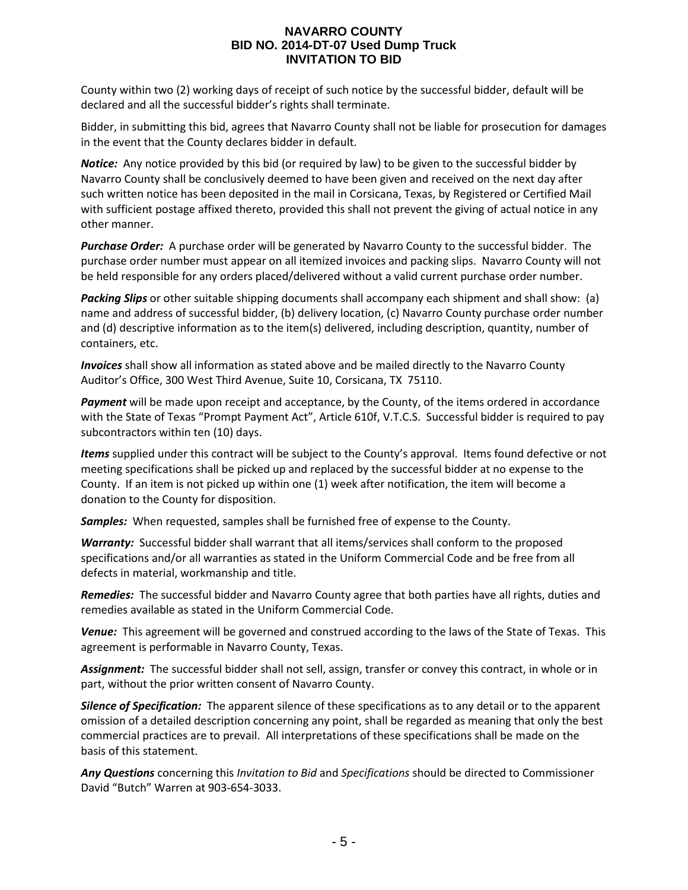County within two (2) working days of receipt of such notice by the successful bidder, default will be declared and all the successful bidder's rights shall terminate.

Bidder, in submitting this bid, agrees that Navarro County shall not be liable for prosecution for damages in the event that the County declares bidder in default.

***Notice:*** Any notice provided by this bid (or required by law) to be given to the successful bidder by Navarro County shall be conclusively deemed to have been given and received on the next day after such written notice has been deposited in the mail in Corsicana, Texas, by Registered or Certified Mail with sufficient postage affixed thereto, provided this shall not prevent the giving of actual notice in any other manner.

***Purchase Order:*** A purchase order will be generated by Navarro County to the successful bidder. The purchase order number must appear on all itemized invoices and packing slips. Navarro County will not be held responsible for any orders placed/delivered without a valid current purchase order number.

***Packing Slips*** or other suitable shipping documents shall accompany each shipment and shall show: (a) name and address of successful bidder, (b) delivery location, (c) Navarro County purchase order number and (d) descriptive information as to the item(s) delivered, including description, quantity, number of containers, etc.

***Invoices*** shall show all information as stated above and be mailed directly to the Navarro County Auditor's Office, 300 West Third Avenue, Suite 10, Corsicana, TX 75110.

***Payment*** will be made upon receipt and acceptance, by the County, of the items ordered in accordance with the State of Texas "Prompt Payment Act", Article 610f, V.T.C.S. Successful bidder is required to pay subcontractors within ten (10) days.

***Items*** supplied under this contract will be subject to the County's approval. Items found defective or not meeting specifications shall be picked up and replaced by the successful bidder at no expense to the County. If an item is not picked up within one (1) week after notification, the item will become a donation to the County for disposition.

***Samples:*** When requested, samples shall be furnished free of expense to the County.

***Warranty:*** Successful bidder shall warrant that all items/services shall conform to the proposed specifications and/or all warranties as stated in the Uniform Commercial Code and be free from all defects in material, workmanship and title.

***Remedies:*** The successful bidder and Navarro County agree that both parties have all rights, duties and remedies available as stated in the Uniform Commercial Code.

***Venue:*** This agreement will be governed and construed according to the laws of the State of Texas. This agreement is performable in Navarro County, Texas.

***Assignment:*** The successful bidder shall not sell, assign, transfer or convey this contract, in whole or in part, without the prior written consent of Navarro County.

***Silence of Specification:*** The apparent silence of these specifications as to any detail or to the apparent omission of a detailed description concerning any point, shall be regarded as meaning that only the best commercial practices are to prevail. All interpretations of these specifications shall be made on the basis of this statement.

***Any Questions*** concerning this *Invitation to Bid* and *Specifications* should be directed to Commissioner David "Butch" Warren at 903-654-3033.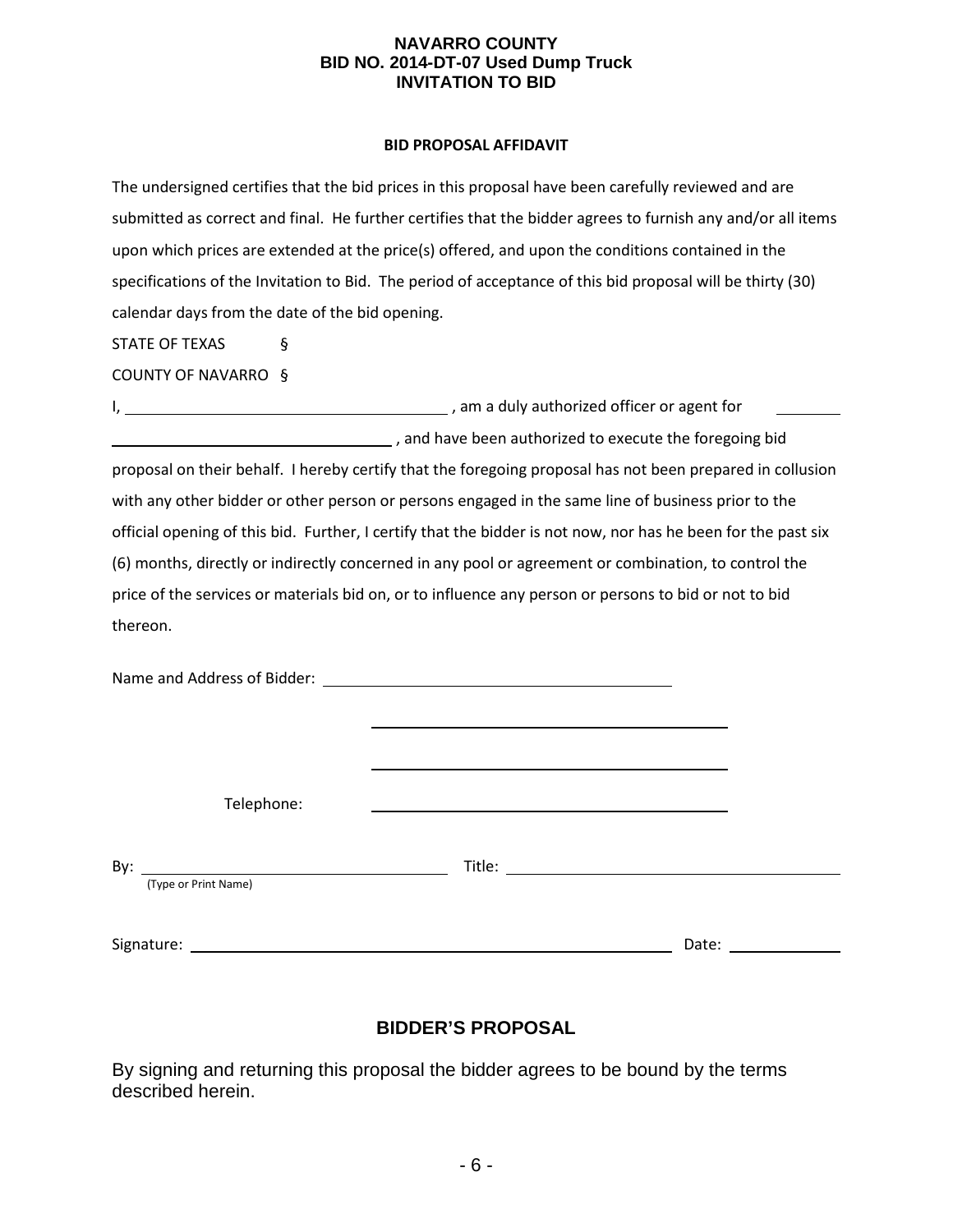# NAVARRO COUNTY
## BID NO. 2014-DT-07 Used Dump Truck
## INVITATION TO BID

### BID PROPOSAL AFFIDAVIT

The undersigned certifies that the bid prices in this proposal have been carefully reviewed and are submitted as correct and final. He further certifies that the bidder agrees to furnish any and/or all items upon which prices are extended at the price(s) offered, and upon the conditions contained in the specifications of the Invitation to Bid. The period of acceptance of this bid proposal will be thirty (30) calendar days from the date of the bid opening.

STATE OF TEXAS §

COUNTY OF NAVARRO §

I, ______________________________ , am a duly authorized officer or agent for __________ ______________________________ , and have been authorized to execute the foregoing bid proposal on their behalf. I hereby certify that the foregoing proposal has not been prepared in collusion with any other bidder or other person or persons engaged in the same line of business prior to the official opening of this bid. Further, I certify that the bidder is not now, nor has he been for the past six (6) months, directly or indirectly concerned in any pool or agreement or combination, to control the price of the services or materials bid on, or to influence any person or persons to bid or not to bid thereon.

Name and Address of Bidder: ______________________________

______________________________

______________________________

Telephone: ______________________________

By: ______________________________ Title: ______________________________
(Type or Print Name)

Signature: ______________________________ Date: ______________

## BIDDER'S PROPOSAL

By signing and returning this proposal the bidder agrees to be bound by the terms described herein.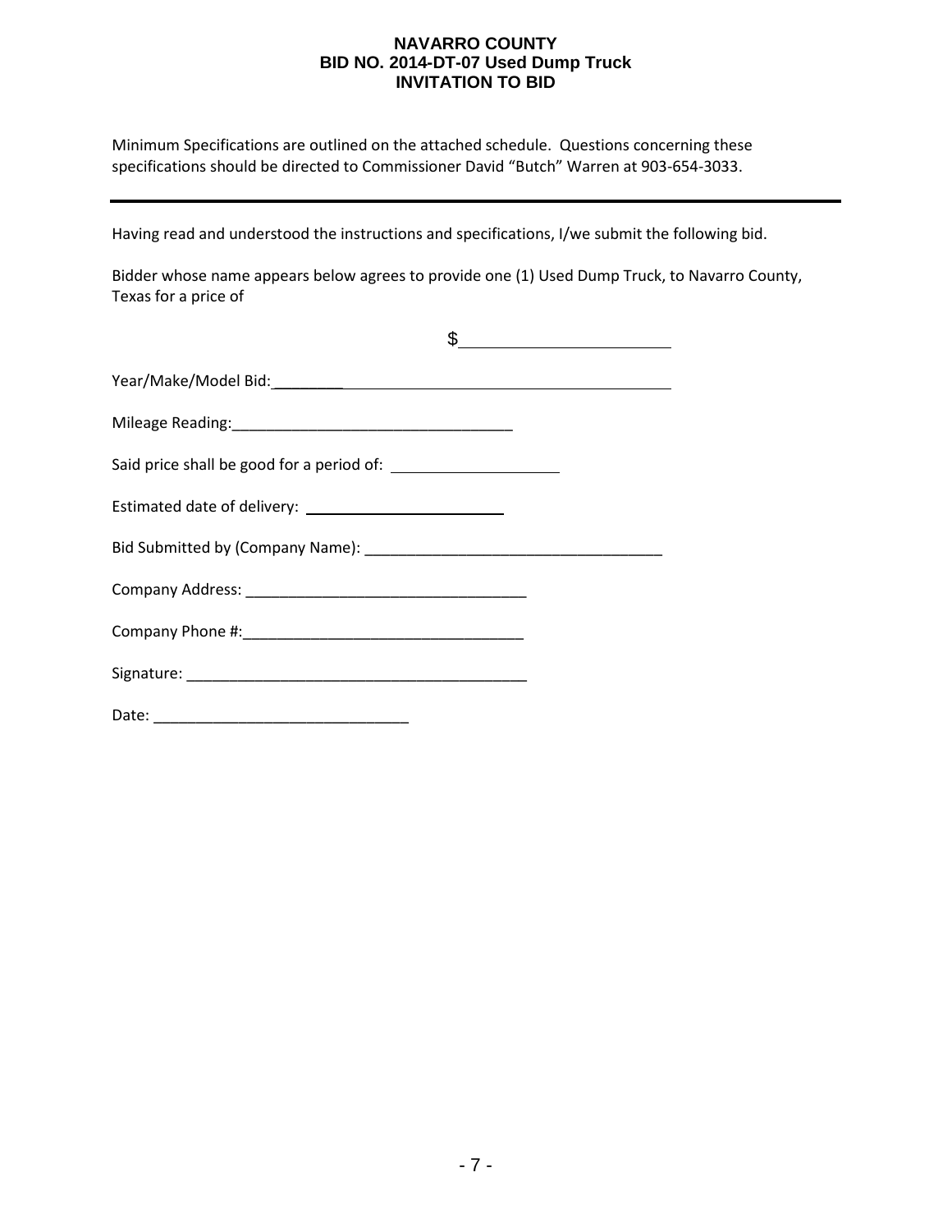**NAVARRO COUNTY**
**BID NO. 2014-DT-07 Used Dump Truck**
**INVITATION TO BID**

Minimum Specifications are outlined on the attached schedule. Questions concerning these specifications should be directed to Commissioner David "Butch" Warren at 903-654-3033.

---

Having read and understood the instructions and specifications, I/we submit the following bid.

Bidder whose name appears below agrees to provide one (1) Used Dump Truck, to Navarro County, Texas for a price of

$\_\_\_\_\_\_\_\_\_\_\_\_\_\_\_\_\_\_\_\_\_\_\_\_

Year/Make/Model Bid:\_\_\_\_\_\_\_\_\_\_\_\_\_\_\_\_\_\_\_\_\_\_\_\_\_\_\_\_\_\_\_\_\_\_\_\_\_\_\_\_\_\_\_\_\_\_

Mileage Reading:\_\_\_\_\_\_\_\_\_\_\_\_\_\_\_\_\_\_\_\_\_\_\_\_\_\_\_\_\_\_\_\_\_\_

Said price shall be good for a period of: \_\_\_\_\_\_\_\_\_\_\_\_\_\_\_\_\_\_\_\_

Estimated date of delivery: \_\_\_\_\_\_\_\_\_\_\_\_\_\_\_\_\_\_\_\_\_\_\_\_

Bid Submitted by (Company Name): \_\_\_\_\_\_\_\_\_\_\_\_\_\_\_\_\_\_\_\_\_\_\_\_\_\_\_\_\_\_\_\_\_\_\_\_

Company Address: \_\_\_\_\_\_\_\_\_\_\_\_\_\_\_\_\_\_\_\_\_\_\_\_\_\_\_\_\_\_\_\_\_\_

Company Phone #:\_\_\_\_\_\_\_\_\_\_\_\_\_\_\_\_\_\_\_\_\_\_\_\_\_\_\_\_\_\_\_\_\_\_

Signature: \_\_\_\_\_\_\_\_\_\_\_\_\_\_\_\_\_\_\_\_\_\_\_\_\_\_\_\_\_\_\_\_\_\_\_\_\_\_\_\_\_\_

Date: \_\_\_\_\_\_\_\_\_\_\_\_\_\_\_\_\_\_\_\_\_\_\_\_\_\_\_\_\_\_\_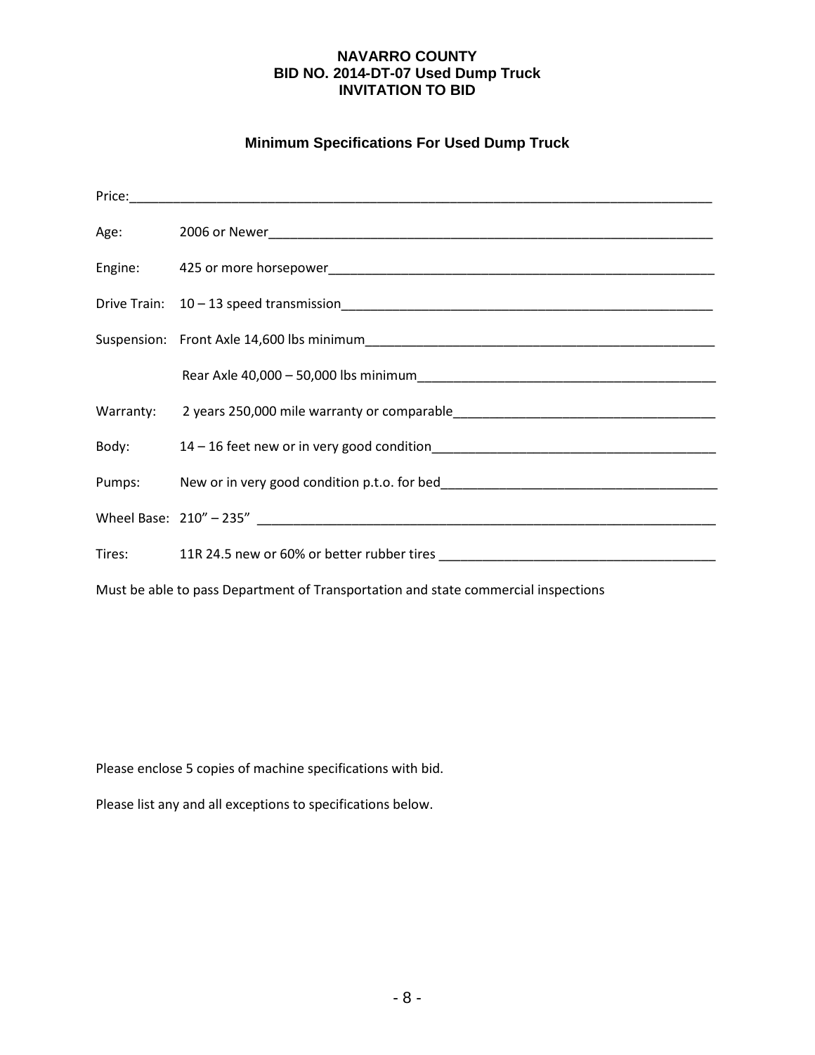**NAVARRO COUNTY**
**BID NO. 2014-DT-07 Used Dump Truck**
**INVITATION TO BID**

## Minimum Specifications For Used Dump Truck

Price:\_\_\_\_\_\_\_\_\_\_\_\_\_\_\_\_\_\_\_\_\_\_\_\_\_\_\_\_\_\_\_\_\_\_\_\_\_\_\_\_\_\_\_\_\_\_\_\_\_\_\_\_\_\_\_\_\_\_\_\_\_\_\_\_\_\_\_\_\_\_

| | |
|---|---|
| Age: | 2006 or Newer\_\_\_\_\_\_\_\_\_\_\_\_\_\_\_\_\_\_\_\_\_\_\_\_\_\_\_\_\_\_\_\_\_\_\_\_\_\_\_\_\_\_\_\_\_\_\_\_\_\_\_\_ |
| Engine: | 425 or more horsepower\_\_\_\_\_\_\_\_\_\_\_\_\_\_\_\_\_\_\_\_\_\_\_\_\_\_\_\_\_\_\_\_\_\_\_\_\_\_\_\_\_\_\_\_\_\_ |
| Drive Train: | 10 – 13 speed transmission\_\_\_\_\_\_\_\_\_\_\_\_\_\_\_\_\_\_\_\_\_\_\_\_\_\_\_\_\_\_\_\_\_\_\_\_\_\_\_\_\_\_\_\_ |
| Suspension: | Front Axle 14,600 lbs minimum\_\_\_\_\_\_\_\_\_\_\_\_\_\_\_\_\_\_\_\_\_\_\_\_\_\_\_\_\_\_\_\_\_\_\_\_\_\_\_\_\_ |
| | Rear Axle 40,000 – 50,000 lbs minimum\_\_\_\_\_\_\_\_\_\_\_\_\_\_\_\_\_\_\_\_\_\_\_\_\_\_\_\_\_\_\_\_\_\_ |
| Warranty: | 2 years 250,000 mile warranty or comparable\_\_\_\_\_\_\_\_\_\_\_\_\_\_\_\_\_\_\_\_\_\_\_\_\_\_\_\_\_\_ |
| Body: | 14 – 16 feet new or in very good condition\_\_\_\_\_\_\_\_\_\_\_\_\_\_\_\_\_\_\_\_\_\_\_\_\_\_\_\_\_\_\_\_\_ |
| Pumps: | New or in very good condition p.t.o. for bed\_\_\_\_\_\_\_\_\_\_\_\_\_\_\_\_\_\_\_\_\_\_\_\_\_\_\_\_\_\_\_\_ |
| Wheel Base: | 210" – 235" \_\_\_\_\_\_\_\_\_\_\_\_\_\_\_\_\_\_\_\_\_\_\_\_\_\_\_\_\_\_\_\_\_\_\_\_\_\_\_\_\_\_\_\_\_\_\_\_\_\_\_\_\_\_ |
| Tires: | 11R 24.5 new or 60% or better rubber tires \_\_\_\_\_\_\_\_\_\_\_\_\_\_\_\_\_\_\_\_\_\_\_\_\_\_\_\_\_\_\_\_ |

Must be able to pass Department of Transportation and state commercial inspections

Please enclose 5 copies of machine specifications with bid.

Please list any and all exceptions to specifications below.